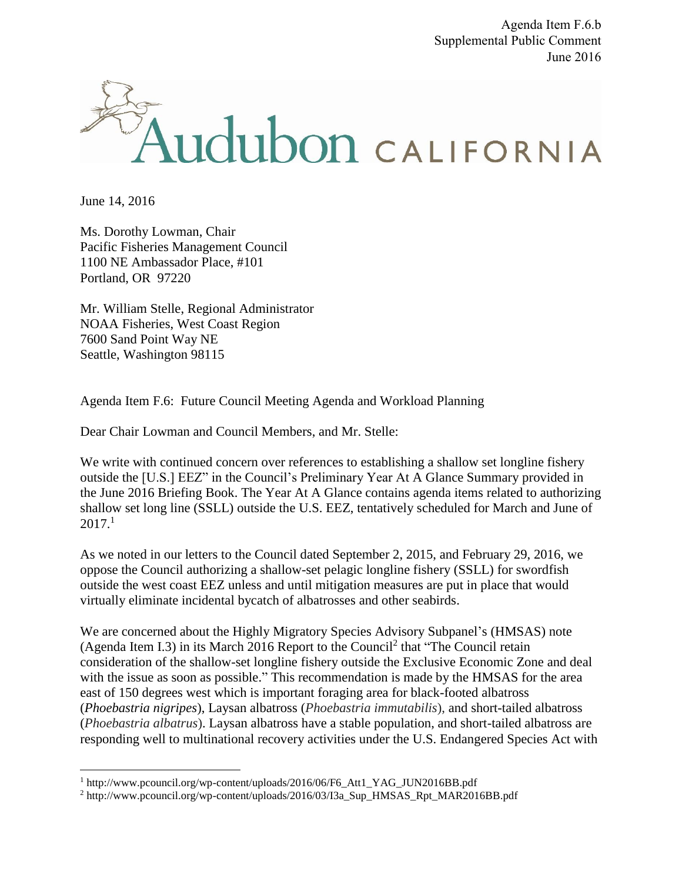Agenda Item F.6.b
Supplemental Public Comment
June 2016

Audubon CALIFORNIA

June 14, 2016

Ms. Dorothy Lowman, Chair
Pacific Fisheries Management Council
1100 NE Ambassador Place, #101
Portland, OR 97220

Mr. William Stelle, Regional Administrator
NOAA Fisheries, West Coast Region
7600 Sand Point Way NE
Seattle, Washington 98115

Agenda Item F.6: Future Council Meeting Agenda and Workload Planning

Dear Chair Lowman and Council Members, and Mr. Stelle:

We write with continued concern over references to establishing a shallow set longline fishery outside the [U.S.] EEZ" in the Council's Preliminary Year At A Glance Summary provided in the June 2016 Briefing Book. The Year At A Glance contains agenda items related to authorizing shallow set long line (SSLL) outside the U.S. EEZ, tentatively scheduled for March and June of 2017.[1]

As we noted in our letters to the Council dated September 2, 2015, and February 29, 2016, we oppose the Council authorizing a shallow-set pelagic longline fishery (SSLL) for swordfish outside the west coast EEZ unless and until mitigation measures are put in place that would virtually eliminate incidental bycatch of albatrosses and other seabirds.

We are concerned about the Highly Migratory Species Advisory Subpanel's (HMSAS) note (Agenda Item I.3) in its March 2016 Report to the Council[2] that "The Council retain consideration of the shallow-set longline fishery outside the Exclusive Economic Zone and deal with the issue as soon as possible." This recommendation is made by the HMSAS for the area east of 150 degrees west which is important foraging area for black-footed albatross (*Phoebastria nigripes*), Laysan albatross (*Phoebastria immutabilis*), and short-tailed albatross (*Phoebastria albatrus*). Laysan albatross have a stable population, and short-tailed albatross are responding well to multinational recovery activities under the U.S. Endangered Species Act with

---

[1] http://www.pcouncil.org/wp-content/uploads/2016/06/F6_Att1_YAG_JUN2016BB.pdf

[2] http://www.pcouncil.org/wp-content/uploads/2016/03/I3a_Sup_HMSAS_Rpt_MAR2016BB.pdf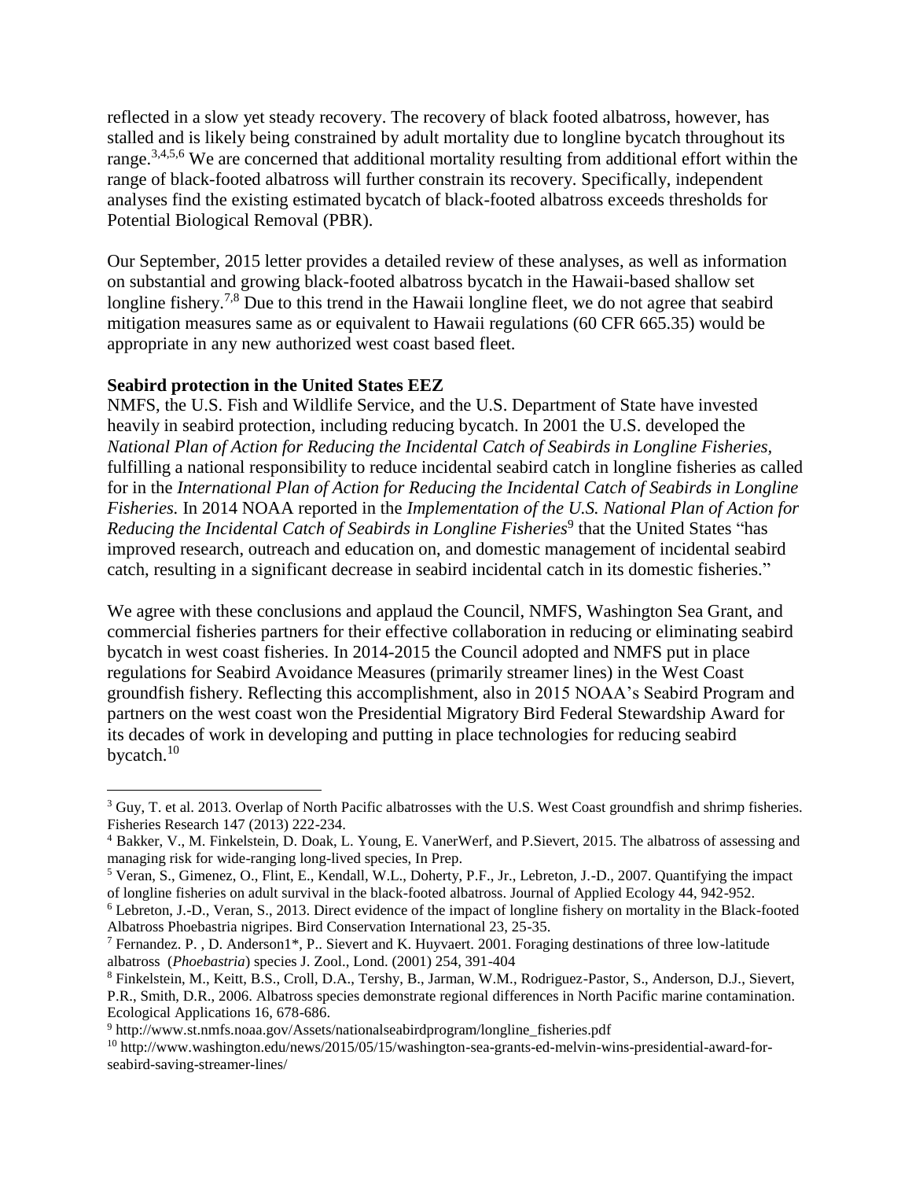reflected in a slow yet steady recovery. The recovery of black footed albatross, however, has stalled and is likely being constrained by adult mortality due to longline bycatch throughout its range.[3,4,5,6] We are concerned that additional mortality resulting from additional effort within the range of black-footed albatross will further constrain its recovery. Specifically, independent analyses find the existing estimated bycatch of black-footed albatross exceeds thresholds for Potential Biological Removal (PBR).

Our September, 2015 letter provides a detailed review of these analyses, as well as information on substantial and growing black-footed albatross bycatch in the Hawaii-based shallow set longline fishery.[7,8] Due to this trend in the Hawaii longline fleet, we do not agree that seabird mitigation measures same as or equivalent to Hawaii regulations (60 CFR 665.35) would be appropriate in any new authorized west coast based fleet.

**Seabird protection in the United States EEZ**

NMFS, the U.S. Fish and Wildlife Service, and the U.S. Department of State have invested heavily in seabird protection, including reducing bycatch. In 2001 the U.S. developed the *National Plan of Action for Reducing the Incidental Catch of Seabirds in Longline Fisheries*, fulfilling a national responsibility to reduce incidental seabird catch in longline fisheries as called for in the *International Plan of Action for Reducing the Incidental Catch of Seabirds in Longline Fisheries.* In 2014 NOAA reported in the *Implementation of the U.S. National Plan of Action for Reducing the Incidental Catch of Seabirds in Longline Fisheries*[9] that the United States "has improved research, outreach and education on, and domestic management of incidental seabird catch, resulting in a significant decrease in seabird incidental catch in its domestic fisheries."

We agree with these conclusions and applaud the Council, NMFS, Washington Sea Grant, and commercial fisheries partners for their effective collaboration in reducing or eliminating seabird bycatch in west coast fisheries. In 2014-2015 the Council adopted and NMFS put in place regulations for Seabird Avoidance Measures (primarily streamer lines) in the West Coast groundfish fishery. Reflecting this accomplishment, also in 2015 NOAA's Seabird Program and partners on the west coast won the Presidential Migratory Bird Federal Stewardship Award for its decades of work in developing and putting in place technologies for reducing seabird bycatch.[10]

---

[3] Guy, T. et al. 2013. Overlap of North Pacific albatrosses with the U.S. West Coast groundfish and shrimp fisheries. Fisheries Research 147 (2013) 222-234.

[4] Bakker, V., M. Finkelstein, D. Doak, L. Young, E. VanerWerf, and P.Sievert, 2015. The albatross of assessing and managing risk for wide-ranging long-lived species, In Prep.

[5] Veran, S., Gimenez, O., Flint, E., Kendall, W.L., Doherty, P.F., Jr., Lebreton, J.-D., 2007. Quantifying the impact of longline fisheries on adult survival in the black-footed albatross. Journal of Applied Ecology 44, 942-952.

[6] Lebreton, J.-D., Veran, S., 2013. Direct evidence of the impact of longline fishery on mortality in the Black-footed Albatross Phoebastria nigripes. Bird Conservation International 23, 25-35.

[7] Fernandez. P. , D. Anderson1*, P.. Sievert and K. Huyvaert. 2001. Foraging destinations of three low-latitude albatross (*Phoebastria*) species J. Zool., Lond. (2001) 254, 391-404

[8] Finkelstein, M., Keitt, B.S., Croll, D.A., Tershy, B., Jarman, W.M., Rodriguez-Pastor, S., Anderson, D.J., Sievert, P.R., Smith, D.R., 2006. Albatross species demonstrate regional differences in North Pacific marine contamination. Ecological Applications 16, 678-686.

[9] http://www.st.nmfs.noaa.gov/Assets/nationalseabirdprogram/longline_fisheries.pdf

[10] http://www.washington.edu/news/2015/05/15/washington-sea-grants-ed-melvin-wins-presidential-award-for-seabird-saving-streamer-lines/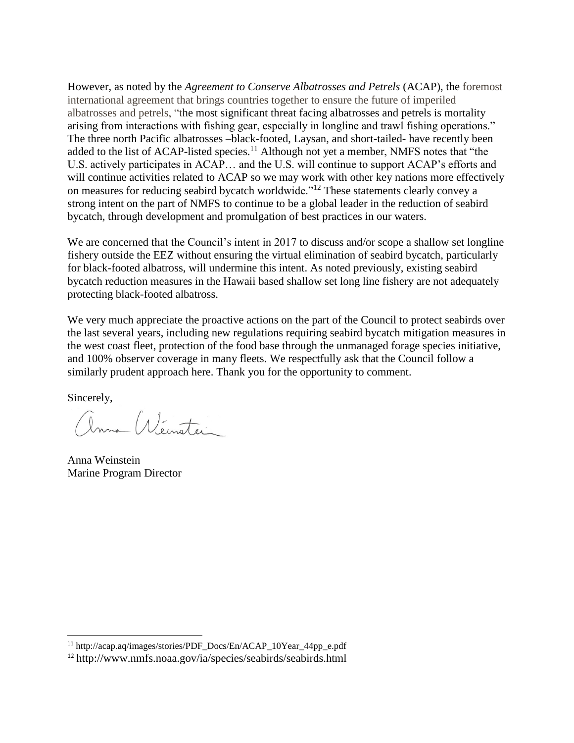However, as noted by the *Agreement to Conserve Albatrosses and Petrels* (ACAP), the foremost international agreement that brings countries together to ensure the future of imperiled albatrosses and petrels, "the most significant threat facing albatrosses and petrels is mortality arising from interactions with fishing gear, especially in longline and trawl fishing operations." The three north Pacific albatrosses –black-footed, Laysan, and short-tailed- have recently been added to the list of ACAP-listed species.[11] Although not yet a member, NMFS notes that "the U.S. actively participates in ACAP… and the U.S. will continue to support ACAP's efforts and will continue activities related to ACAP so we may work with other key nations more effectively on measures for reducing seabird bycatch worldwide."[12] These statements clearly convey a strong intent on the part of NMFS to continue to be a global leader in the reduction of seabird bycatch, through development and promulgation of best practices in our waters.

We are concerned that the Council's intent in 2017 to discuss and/or scope a shallow set longline fishery outside the EEZ without ensuring the virtual elimination of seabird bycatch, particularly for black-footed albatross, will undermine this intent. As noted previously, existing seabird bycatch reduction measures in the Hawaii based shallow set long line fishery are not adequately protecting black-footed albatross.

We very much appreciate the proactive actions on the part of the Council to protect seabirds over the last several years, including new regulations requiring seabird bycatch mitigation measures in the west coast fleet, protection of the food base through the unmanaged forage species initiative, and 100% observer coverage in many fleets. We respectfully ask that the Council follow a similarly prudent approach here. Thank you for the opportunity to comment.

Sincerely,

Anna Weinstein

Anna Weinstein
Marine Program Director

---

[11] http://acap.aq/images/stories/PDF_Docs/En/ACAP_10Year_44pp_e.pdf

[12] http://www.nmfs.noaa.gov/ia/species/seabirds/seabirds.html